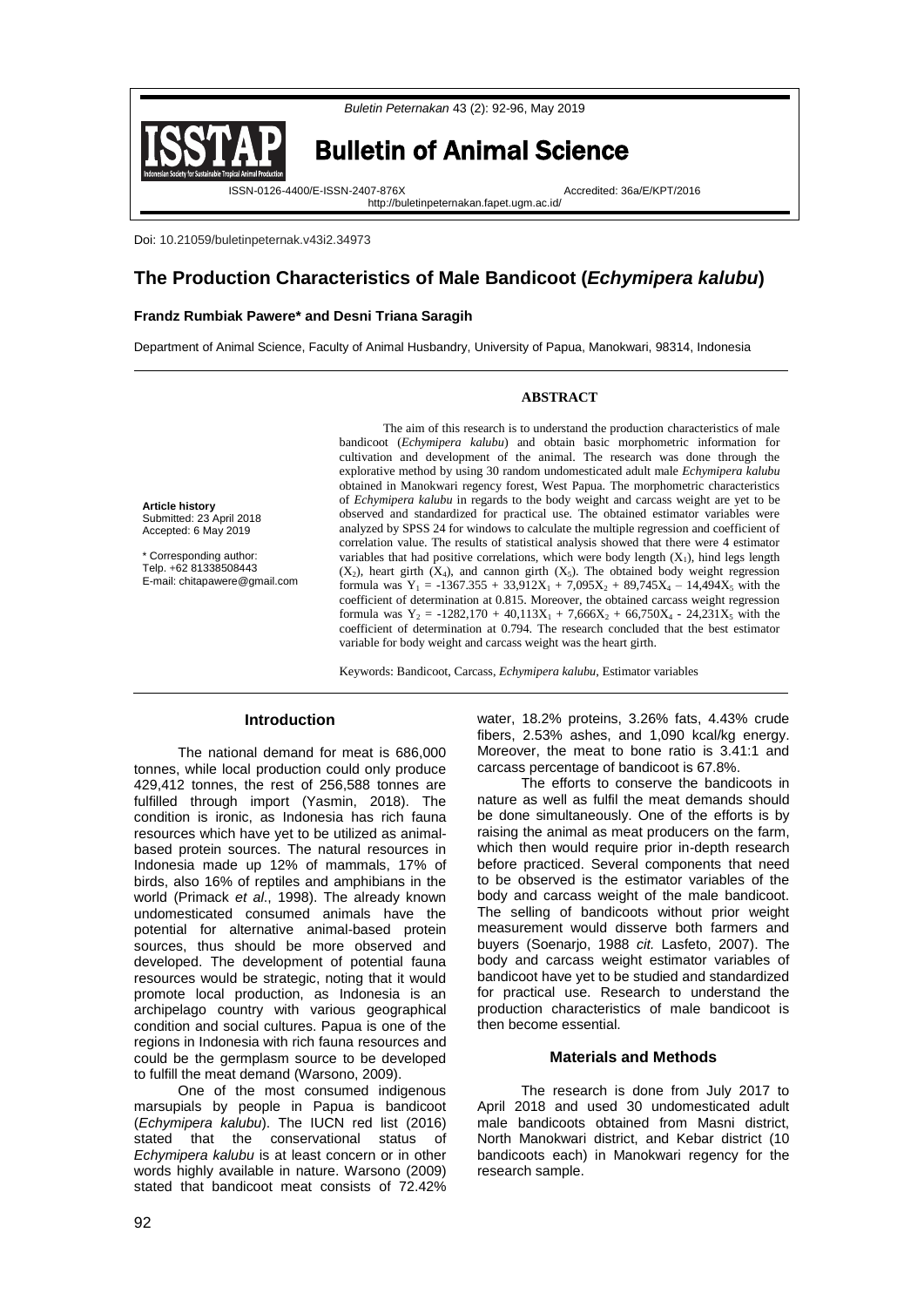Doi: 10.21059/buletinpeternak.v43i2.34973

# The Production Characteristics of Male Bandicoot (*Echymipera kalubu*)

**Frandz Rumbiak Pawere* and Desni Triana Saragih**

Department of Animal Science, Faculty of Animal Husbandry, University of Papua, Manokwari, 98314, Indonesia

**Article history**
Submitted: 23 April 2018
Accepted: 6 May 2019

\* Corresponding author:
Telp. +62 81338508443
E-mail: chitapawere@gmail.com

## ABSTRACT

The aim of this research is to understand the production characteristics of male bandicoot (*Echymipera kalubu*) and obtain basic morphometric information for cultivation and development of the animal. The research was done through the explorative method by using 30 random undomesticated adult male *Echymipera kalubu* obtained in Manokwari regency forest, West Papua. The morphometric characteristics of *Echymipera kalubu* in regards to the body weight and carcass weight are yet to be observed and standardized for practical use. The obtained estimator variables were analyzed by SPSS 24 for windows to calculate the multiple regression and coefficient of correlation value. The results of statistical analysis showed that there were 4 estimator variables that had positive correlations, which were body length ($X_1$), hind legs length ($X_2$), heart girth ($X_4$), and cannon girth ($X_5$). The obtained body weight regression formula was $Y_1 = -1367.355 + 33{,}912X_1 + 7{,}095X_2 + 89{,}745X_4 - 14{,}494X_5$ with the coefficient of determination at 0.815. Moreover, the obtained carcass weight regression formula was $Y_2 = -1282{,}170 + 40{,}113X_1 + 7{,}666X_2 + 66{,}750X_4 - 24{,}231X_5$ with the coefficient of determination at 0.794. The research concluded that the best estimator variable for body weight and carcass weight was the heart girth.

Keywords: Bandicoot, Carcass, *Echymipera kalubu*, Estimator variables

## Introduction

The national demand for meat is 686,000 tonnes, while local production could only produce 429,412 tonnes, the rest of 256,588 tonnes are fulfilled through import (Yasmin, 2018). The condition is ironic, as Indonesia has rich fauna resources which have yet to be utilized as animal-based protein sources. The natural resources in Indonesia made up 12% of mammals, 17% of birds, also 16% of reptiles and amphibians in the world (Primack *et al*., 1998). The already known undomesticated consumed animals have the potential for alternative animal-based protein sources, thus should be more observed and developed. The development of potential fauna resources would be strategic, noting that it would promote local production, as Indonesia is an archipelago country with various geographical condition and social cultures. Papua is one of the regions in Indonesia with rich fauna resources and could be the germplasm source to be developed to fulfill the meat demand (Warsono, 2009).

One of the most consumed indigenous marsupials by people in Papua is bandicoot (*Echymipera kalubu*). The IUCN red list (2016) stated that the conservational status of *Echymipera kalubu* is at least concern or in other words highly available in nature. Warsono (2009) stated that bandicoot meat consists of 72.42% water, 18.2% proteins, 3.26% fats, 4.43% crude fibers, 2.53% ashes, and 1,090 kcal/kg energy. Moreover, the meat to bone ratio is 3.41:1 and carcass percentage of bandicoot is 67.8%.

The efforts to conserve the bandicoots in nature as well as fulfil the meat demands should be done simultaneously. One of the efforts is by raising the animal as meat producers on the farm, which then would require prior in-depth research before practiced. Several components that need to be observed is the estimator variables of the body and carcass weight of the male bandicoot. The selling of bandicoots without prior weight measurement would disserve both farmers and buyers (Soenarjo, 1988 *cit.* Lasfeto, 2007). The body and carcass weight estimator variables of bandicoot have yet to be studied and standardized for practical use. Research to understand the production characteristics of male bandicoot is then become essential.

## Materials and Methods

The research is done from July 2017 to April 2018 and used 30 undomesticated adult male bandicoots obtained from Masni district, North Manokwari district, and Kebar district (10 bandicoots each) in Manokwari regency for the research sample.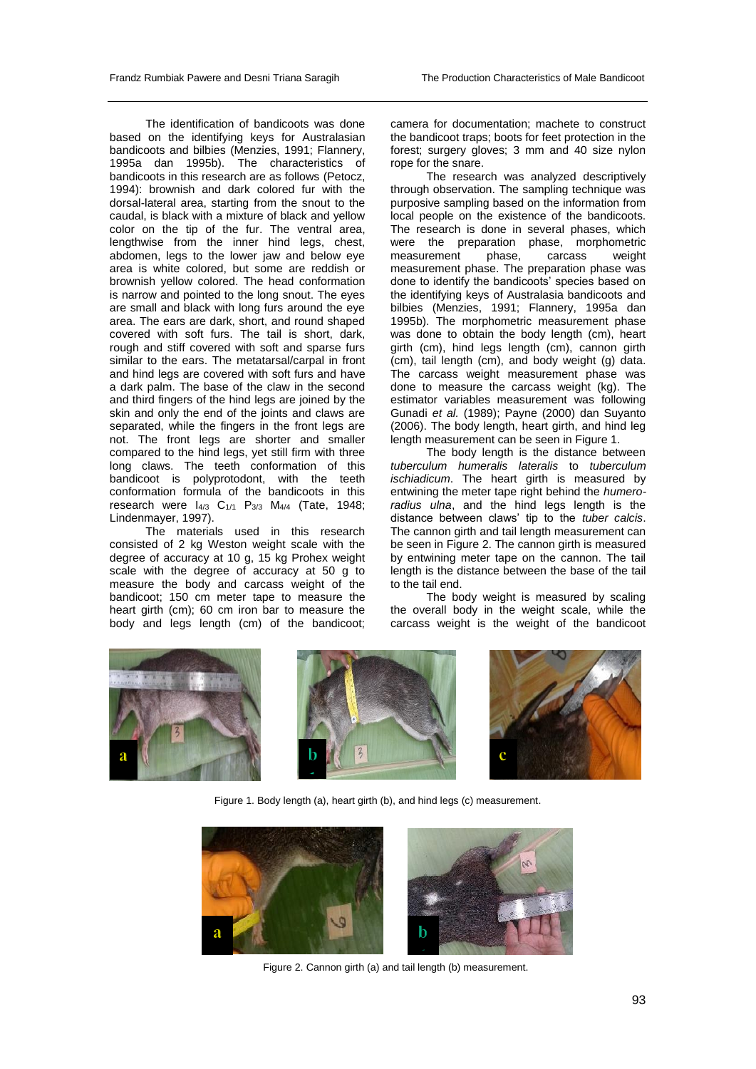The identification of bandicoots was done based on the identifying keys for Australasian bandicoots and bilbies (Menzies, 1991; Flannery, 1995a dan 1995b). The characteristics of bandicoots in this research are as follows (Petocz, 1994): brownish and dark colored fur with the dorsal-lateral area, starting from the snout to the caudal, is black with a mixture of black and yellow color on the tip of the fur. The ventral area, lengthwise from the inner hind legs, chest, abdomen, legs to the lower jaw and below eye area is white colored, but some are reddish or brownish yellow colored. The head conformation is narrow and pointed to the long snout. The eyes are small and black with long furs around the eye area. The ears are dark, short, and round shaped covered with soft furs. The tail is short, dark, rough and stiff covered with soft and sparse furs similar to the ears. The metatarsal/carpal in front and hind legs are covered with soft furs and have a dark palm. The base of the claw in the second and third fingers of the hind legs are joined by the skin and only the end of the joints and claws are separated, while the fingers in the front legs are not. The front legs are shorter and smaller compared to the hind legs, yet still firm with three long claws. The teeth conformation of this bandicoot is polyprotodont, with the teeth conformation formula of the bandicoots in this research were $I_{4/3}$ $C_{1/1}$ $P_{3/3}$ $M_{4/4}$ (Tate, 1948; Lindenmayer, 1997).

The materials used in this research consisted of 2 kg Weston weight scale with the degree of accuracy at 10 g, 15 kg Prohex weight scale with the degree of accuracy at 50 g to measure the body and carcass weight of the bandicoot; 150 cm meter tape to measure the heart girth (cm); 60 cm iron bar to measure the body and legs length (cm) of the bandicoot; camera for documentation; machete to construct the bandicoot traps; boots for feet protection in the forest; surgery gloves; 3 mm and 40 size nylon rope for the snare.

The research was analyzed descriptively through observation. The sampling technique was purposive sampling based on the information from local people on the existence of the bandicoots. The research is done in several phases, which were the preparation phase, morphometric measurement phase, carcass weight measurement phase. The preparation phase was done to identify the bandicoots' species based on the identifying keys of Australasia bandicoots and bilbies (Menzies, 1991; Flannery, 1995a dan 1995b). The morphometric measurement phase was done to obtain the body length (cm), heart girth (cm), hind legs length (cm), cannon girth (cm), tail length (cm), and body weight (g) data. The carcass weight measurement phase was done to measure the carcass weight (kg). The estimator variables measurement was following Gunadi *et al.* (1989); Payne (2000) dan Suyanto (2006). The body length, heart girth, and hind leg length measurement can be seen in Figure 1.

The body length is the distance between *tuberculum humeralis lateralis* to *tuberculum ischiadicum*. The heart girth is measured by entwining the meter tape right behind the *humero-radius ulna*, and the hind legs length is the distance between claws' tip to the *tuber calcis*. The cannon girth and tail length measurement can be seen in Figure 2. The cannon girth is measured by entwining meter tape on the cannon. The tail length is the distance between the base of the tail to the tail end.

The body weight is measured by scaling the overall body in the weight scale, while the carcass weight is the weight of the bandicoot

Figure 1. Body length (a), heart girth (b), and hind legs (c) measurement.

Figure 2. Cannon girth (a) and tail length (b) measurement.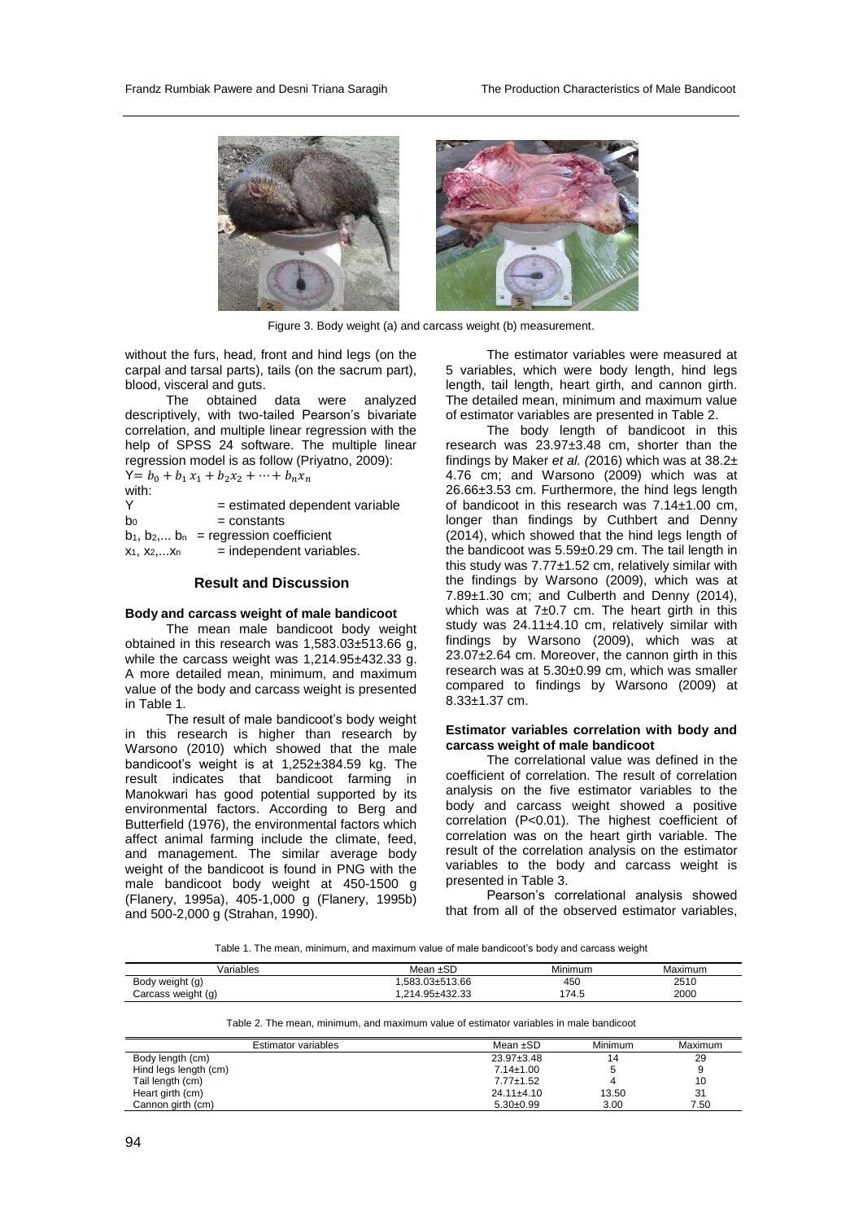Figure 3. Body weight (a) and carcass weight (b) measurement.

without the furs, head, front and hind legs (on the carpal and tarsal parts), tails (on the sacrum part), blood, visceral and guts.

The obtained data were analyzed descriptively, with two-tailed Pearson's bivariate correlation, and multiple linear regression with the help of SPSS 24 software. The multiple linear regression model is as follow (Priyatno, 2009):

$Y = b_0 + b_1 x_1 + b_2 x_2 + \cdots + b_n x_n$

with:

$Y$ = estimated dependent variable

$b_0$ = constants

$b_1, b_2, \ldots b_n$ = regression coefficient

$x_1, x_2, \ldots x_n$ = independent variables.

## Result and Discussion

### Body and carcass weight of male bandicoot

The mean male bandicoot body weight obtained in this research was 1,583.03±513.66 g, while the carcass weight was 1,214.95±432.33 g. A more detailed mean, minimum, and maximum value of the body and carcass weight is presented in Table 1.

The result of male bandicoot's body weight in this research is higher than research by Warsono (2010) which showed that the male bandicoot's weight is at 1,252±384.59 kg. The result indicates that bandicoot farming in Manokwari has good potential supported by its environmental factors. According to Berg and Butterfield (1976), the environmental factors which affect animal farming include the climate, feed, and management. The similar average body weight of the bandicoot is found in PNG with the male bandicoot body weight at 450-1500 g (Flanery, 1995a), 405-1,000 g (Flanery, 1995b) and 500-2,000 g (Strahan, 1990).

The estimator variables were measured at 5 variables, which were body length, hind legs length, tail length, heart girth, and cannon girth. The detailed mean, minimum and maximum value of estimator variables are presented in Table 2.

The body length of bandicoot in this research was 23.97±3.48 cm, shorter than the findings by Maker *et al.* (2016) which was at 38.2± 4.76 cm; and Warsono (2009) which was at 26.66±3.53 cm. Furthermore, the hind legs length of bandicoot in this research was 7.14±1.00 cm, longer than findings by Cuthbert and Denny (2014), which showed that the hind legs length of the bandicoot was 5.59±0.29 cm. The tail length in this study was 7.77±1.52 cm, relatively similar with the findings by Warsono (2009), which was at 7.89±1.30 cm; and Culberth and Denny (2014), which was at 7±0.7 cm. The heart girth in this study was 24.11±4.10 cm, relatively similar with findings by Warsono (2009), which was at 23.07±2.64 cm. Moreover, the cannon girth in this research was at 5.30±0.99 cm, which was smaller compared to findings by Warsono (2009) at 8.33±1.37 cm.

### Estimator variables correlation with body and carcass weight of male bandicoot

The correlational value was defined in the coefficient of correlation. The result of correlation analysis on the five estimator variables to the body and carcass weight showed a positive correlation ($P<0.01$). The highest coefficient of correlation was on the heart girth variable. The result of the correlation analysis on the estimator variables to the body and carcass weight is presented in Table 3.

Pearson's correlational analysis showed that from all of the observed estimator variables,

Table 1. The mean, minimum, and maximum value of male bandicoot's body and carcass weight

| Variables | Mean ±SD | Minimum | Maximum |
|---|---|---|---|
| Body weight (g) | 1,583.03±513.66 | 450 | 2510 |
| Carcass weight (g) | 1,214.95±432.33 | 174.5 | 2000 |

Table 2. The mean, minimum, and maximum value of estimator variables in male bandicoot

| Estimator variables | Mean ±SD | Minimum | Maximum |
|---|---|---|---|
| Body length (cm) | 23.97±3.48 | 14 | 29 |
| Hind legs length (cm) | 7.14±1.00 | 5 | 9 |
| Tail length (cm) | 7.77±1.52 | 4 | 10 |
| Heart girth (cm) | 24.11±4.10 | 13.50 | 31 |
| Cannon girth (cm) | 5.30±0.99 | 3.00 | 7.50 |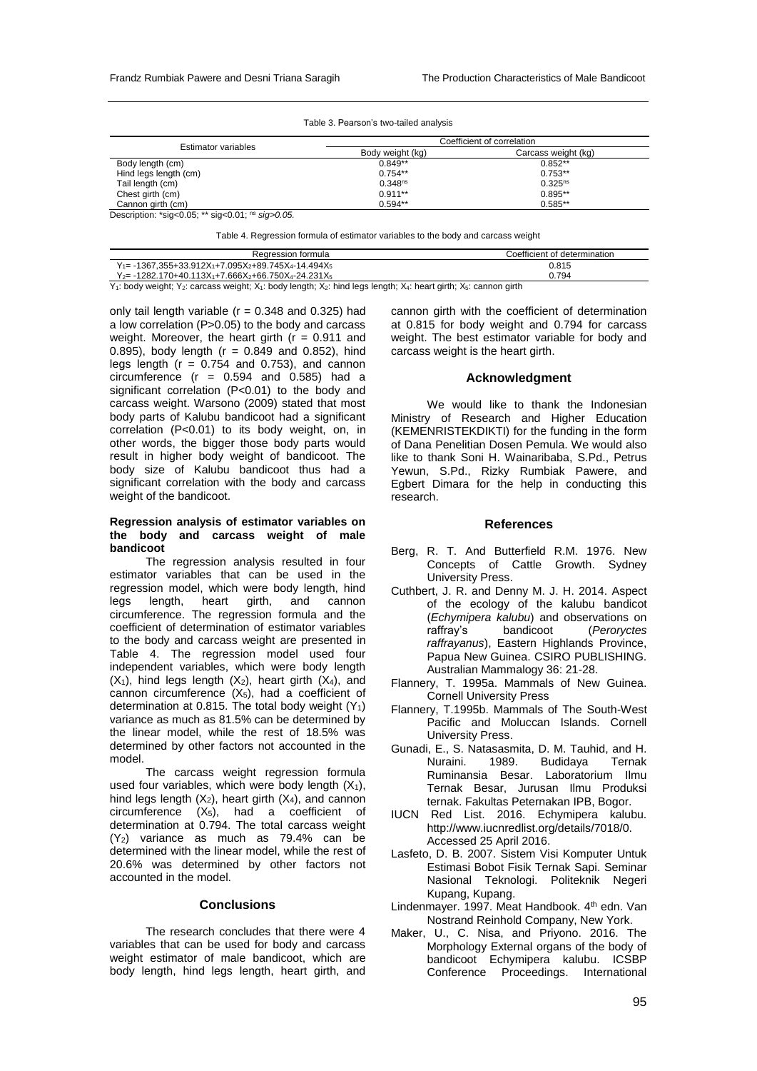Table 3. Pearson's two-tailed analysis

| Estimator variables | Coefficient of correlation | |
|---|---|---|
| | Body weight (kg) | Carcass weight (kg) |
| Body length (cm) | 0.849** | 0.852** |
| Hind legs length (cm) | 0.754** | 0.753** |
| Tail length (cm) | $0.348^{ns}$ | $0.325^{ns}$ |
| Chest girth (cm) | 0.911** | 0.895** |
| Cannon girth (cm) | 0.594** | 0.585** |

Description: *sig<0.05; ** sig<0.01; $^{ns}$ *sig>0.05.*

Table 4. Regression formula of estimator variables to the body and carcass weight

| Regression formula | Coefficient of determination |
|---|---|
| $Y_1$= -1367,355+33.912$X_1$+7.095$X_2$+89.745$X_4$-14.494$X_5$ | 0.815 |
| $Y_2$= -1282.170+40.113$X_1$+7.666$X_2$+66.750$X_4$-24.231$X_5$ | 0.794 |

$Y_1$: body weight; $Y_2$: carcass weight; $X_1$: body length; $X_2$: hind legs length; $X_4$: heart girth; $X_5$: cannon girth

only tail length variable (r = 0.348 and 0.325) had a low correlation (P>0.05) to the body and carcass weight. Moreover, the heart girth (r = 0.911 and 0.895), body length (r = 0.849 and 0.852), hind legs length (r = 0.754 and 0.753), and cannon circumference (r = 0.594 and 0.585) had a significant correlation (P<0.01) to the body and carcass weight. Warsono (2009) stated that most body parts of Kalubu bandicoot had a significant correlation (P<0.01) to its body weight, on, in other words, the bigger those body parts would result in higher body weight of bandicoot. The body size of Kalubu bandicoot thus had a significant correlation with the body and carcass weight of the bandicoot.

**Regression analysis of estimator variables on the body and carcass weight of male bandicoot**

The regression analysis resulted in four estimator variables that can be used in the regression model, which were body length, hind legs length, heart girth, and cannon circumference. The regression formula and the coefficient of determination of estimator variables to the body and carcass weight are presented in Table 4. The regression model used four independent variables, which were body length ($X_1$), hind legs length ($X_2$), heart girth ($X_4$), and cannon circumference ($X_5$), had a coefficient of determination at 0.815. The total body weight ($Y_1$) variance as much as 81.5% can be determined by the linear model, while the rest of 18.5% was determined by other factors not accounted in the model.

The carcass weight regression formula used four variables, which were body length ($X_1$), hind legs length ($X_2$), heart girth ($X_4$), and cannon circumference ($X_5$), had a coefficient of determination at 0.794. The total carcass weight ($Y_2$) variance as much as 79.4% can be determined with the linear model, while the rest of 20.6% was determined by other factors not accounted in the model.

## Conclusions

The research concludes that there were 4 variables that can be used for body and carcass weight estimator of male bandicoot, which are body length, hind legs length, heart girth, and cannon girth with the coefficient of determination at 0.815 for body weight and 0.794 for carcass weight. The best estimator variable for body and carcass weight is the heart girth.

## Acknowledgment

We would like to thank the Indonesian Ministry of Research and Higher Education (KEMENRISTEKDIKTI) for the funding in the form of Dana Penelitian Dosen Pemula. We would also like to thank Soni H. Wainaribaba, S.Pd., Petrus Yewun, S.Pd., Rizky Rumbiak Pawere, and Egbert Dimara for the help in conducting this research.

## References

Berg, R. T. And Butterfield R.M. 1976. New Concepts of Cattle Growth. Sydney University Press.

Cuthbert, J. R. and Denny M. J. H. 2014. Aspect of the ecology of the kalubu bandicot (*Echymipera kalubu*) and observations on raffray's bandicoot (*Peroryctes raffrayanus*), Eastern Highlands Province, Papua New Guinea. CSIRO PUBLISHING. Australian Mammalogy 36: 21-28.

Flannery, T. 1995a. Mammals of New Guinea. Cornell University Press

Flannery, T.1995b. Mammals of The South-West Pacific and Moluccan Islands. Cornell University Press.

Gunadi, E., S. Natasasmita, D. M. Tauhid, and H. Nuraini. 1989. Budidaya Ternak Ruminansia Besar. Laboratorium Ilmu Ternak Besar, Jurusan Ilmu Produksi ternak. Fakultas Peternakan IPB, Bogor.

IUCN Red List. 2016. Echymipera kalubu. http://www.iucnredlist.org/details/7018/0. Accessed 25 April 2016.

Lasfeto, D. B. 2007. Sistem Visi Komputer Untuk Estimasi Bobot Fisik Ternak Sapi. Seminar Nasional Teknologi. Politeknik Negeri Kupang, Kupang.

Lindenmayer. 1997. Meat Handbook. 4th edn. Van Nostrand Reinhold Company, New York.

Maker, U., C. Nisa, and Priyono. 2016. The Morphology External organs of the body of bandicoot Echymipera kalubu. ICSBP Conference Proceedings. International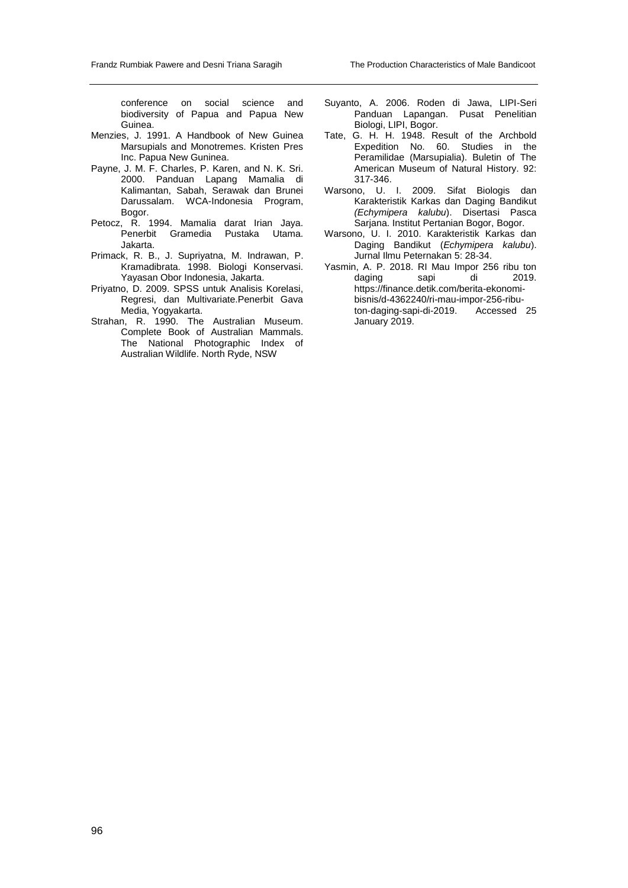conference on social science and biodiversity of Papua and Papua New Guinea.

Menzies, J. 1991. A Handbook of New Guinea Marsupials and Monotremes. Kristen Pres Inc. Papua New Guninea.

Payne, J. M. F. Charles, P. Karen, and N. K. Sri. 2000. Panduan Lapang Mamalia di Kalimantan, Sabah, Serawak dan Brunei Darussalam. WCA-Indonesia Program, Bogor.

Petocz, R. 1994. Mamalia darat Irian Jaya. Penerbit Gramedia Pustaka Utama. Jakarta.

Primack, R. B., J. Supriyatna, M. Indrawan, P. Kramadibrata. 1998. Biologi Konservasi. Yayasan Obor Indonesia, Jakarta.

Priyatno, D. 2009. SPSS untuk Analisis Korelasi, Regresi, dan Multivariate.Penerbit Gava Media, Yogyakarta.

Strahan, R. 1990. The Australian Museum. Complete Book of Australian Mammals. The National Photographic Index of Australian Wildlife. North Ryde, NSW

Suyanto, A. 2006. Roden di Jawa, LIPI-Seri Panduan Lapangan. Pusat Penelitian Biologi, LIPI, Bogor.

Tate, G. H. H. 1948. Result of the Archbold Expedition No. 60. Studies in the Peramilidae (Marsupialia). Buletin of The American Museum of Natural History. 92: 317-346.

Warsono, U. I. 2009. Sifat Biologis dan Karakteristik Karkas dan Daging Bandikut *(Echymipera kalubu*). Disertasi Pasca Sarjana. Institut Pertanian Bogor, Bogor.

Warsono, U. I. 2010. Karakteristik Karkas dan Daging Bandikut (*Echymipera kalubu*). Jurnal Ilmu Peternakan 5: 28-34.

Yasmin, A. P. 2018. RI Mau Impor 256 ribu ton daging sapi di 2019. https://finance.detik.com/berita-ekonomi-bisnis/d-4362240/ri-mau-impor-256-ribu-ton-daging-sapi-di-2019. Accessed 25 January 2019.